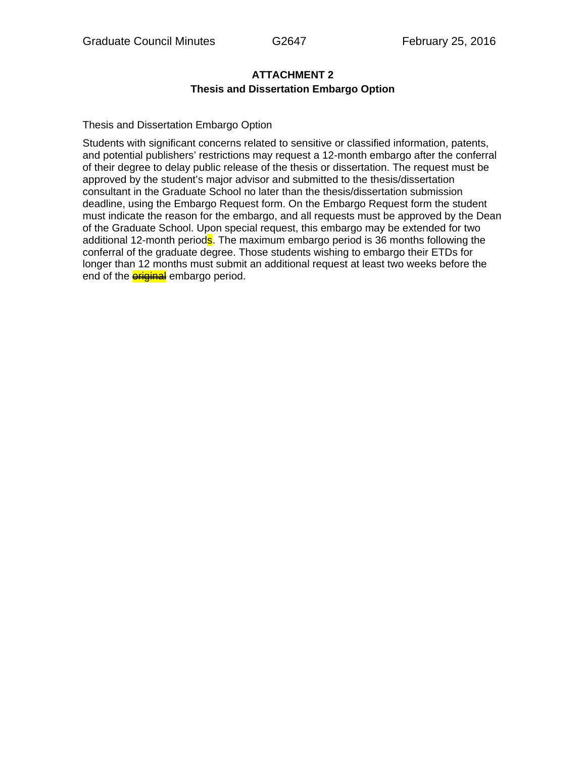## ATTACHMENT 2
## Thesis and Dissertation Embargo Option

Thesis and Dissertation Embargo Option

Students with significant concerns related to sensitive or classified information, patents, and potential publishers' restrictions may request a 12-month embargo after the conferral of their degree to delay public release of the thesis or dissertation. The request must be approved by the student's major advisor and submitted to the thesis/dissertation consultant in the Graduate School no later than the thesis/dissertation submission deadline, using the Embargo Request form. On the Embargo Request form the student must indicate the reason for the embargo, and all requests must be approved by the Dean of the Graduate School. Upon special request, this embargo may be extended for two additional 12-month periods. The maximum embargo period is 36 months following the conferral of the graduate degree. Those students wishing to embargo their ETDs for longer than 12 months must submit an additional request at least two weeks before the end of the ~~original~~ embargo period.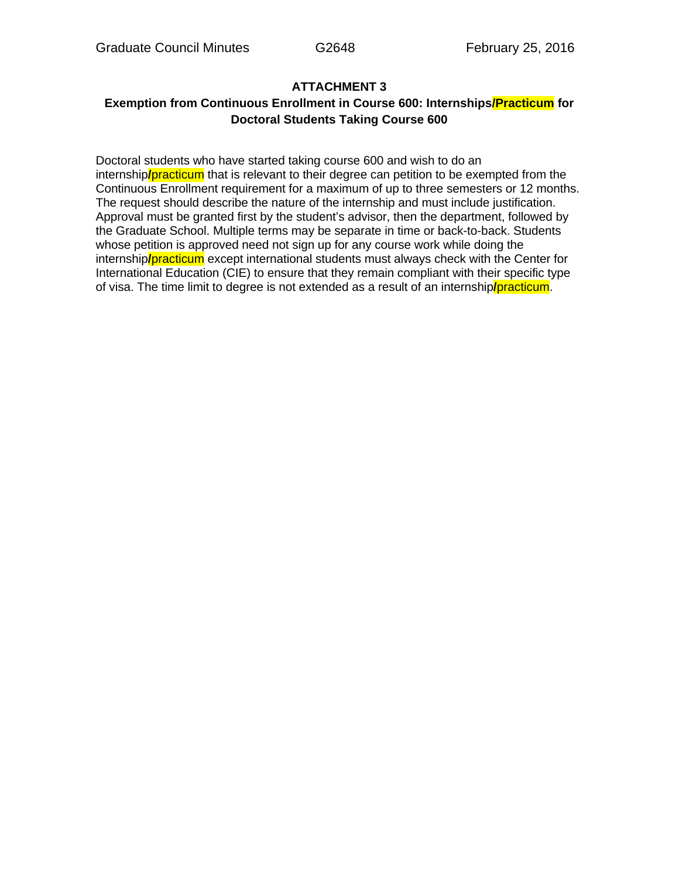**ATTACHMENT 3**

**Exemption from Continuous Enrollment in Course 600: Internships/Practicum for Doctoral Students Taking Course 600**

Doctoral students who have started taking course 600 and wish to do an internship/practicum that is relevant to their degree can petition to be exempted from the Continuous Enrollment requirement for a maximum of up to three semesters or 12 months. The request should describe the nature of the internship and must include justification. Approval must be granted first by the student's advisor, then the department, followed by the Graduate School. Multiple terms may be separate in time or back-to-back. Students whose petition is approved need not sign up for any course work while doing the internship/practicum except international students must always check with the Center for International Education (CIE) to ensure that they remain compliant with their specific type of visa. The time limit to degree is not extended as a result of an internship/practicum.